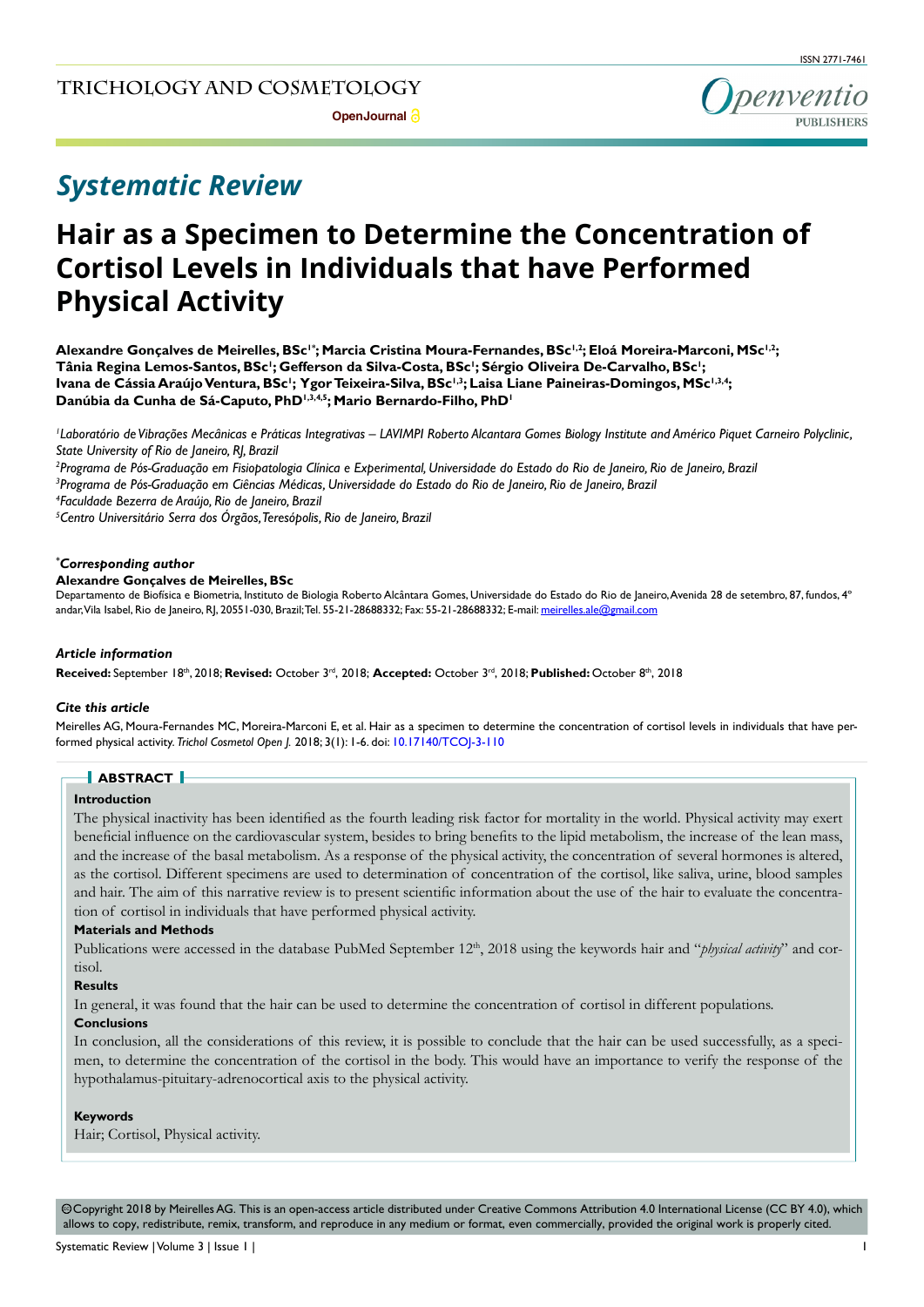# Systematic Review

# Hair as a Specimen to Determine the Concentration of Cortisol Levels in Individuals that have Performed Physical Activity

**Alexandre Gonçalves de Meirelles, BSc[1*]; Marcia Cristina Moura-Fernandes, BSc[1,2]; Eloá Moreira-Marconi, MSc[1,2]; Tânia Regina Lemos-Santos, BSc[1]; Gefferson da Silva-Costa, BSc[1]; Sérgio Oliveira De-Carvalho, BSc[1]; Ivana de Cássia Araújo Ventura, BSc[1]; Ygor Teixeira-Silva, BSc[1,3]; Laisa Liane Paineiras-Domingos, MSc[1,3,4]; Danúbia da Cunha de Sá-Caputo, PhD[1,3,4,5]; Mario Bernardo-Filho, PhD[1]**

*[1]Laboratório de Vibrações Mecânicas e Práticas Integrativas – LAVIMPI Roberto Alcantara Gomes Biology Institute and Américo Piquet Carneiro Polyclinic, State University of Rio de Janeiro, RJ, Brazil*

*[2]Programa de Pós-Graduação em Fisiopatologia Clínica e Experimental, Universidade do Estado do Rio de Janeiro, Rio de Janeiro, Brazil*

*[3]Programa de Pós-Graduação em Ciências Médicas, Universidade do Estado do Rio de Janeiro, Rio de Janeiro, Brazil*

*[4]Faculdade Bezerra de Araújo, Rio de Janeiro, Brazil*

*[5]Centro Universitário Serra dos Órgãos, Teresópolis, Rio de Janeiro, Brazil*

### *Corresponding author

**Alexandre Gonçalves de Meirelles, BSc**

Departamento de Biofísica e Biometria, Instituto de Biologia Roberto Alcântara Gomes, Universidade do Estado do Rio de Janeiro, Avenida 28 de setembro, 87, fundos, 4° andar, Vila Isabel, Rio de Janeiro, RJ, 20551-030, Brazil; Tel. 55-21-28688332; Fax: 55-21-28688332; E-mail: meirelles.ale@gmail.com

### Article information

**Received:** September 18th, 2018; **Revised:** October 3rd, 2018; **Accepted:** October 3rd, 2018; **Published:** October 8th, 2018

### Cite this article

Meirelles AG, Moura-Fernandes MC, Moreira-Marconi E, et al. Hair as a specimen to determine the concentration of cortisol levels in individuals that have performed physical activity. *Trichol Cosmetol Open J.* 2018; 3(1): 1-6. doi: 10.17140/TCOJ-3-110

## ABSTRACT

**Introduction**

The physical inactivity has been identified as the fourth leading risk factor for mortality in the world. Physical activity may exert beneficial influence on the cardiovascular system, besides to bring benefits to the lipid metabolism, the increase of the lean mass, and the increase of the basal metabolism. As a response of the physical activity, the concentration of several hormones is altered, as the cortisol. Different specimens are used to determination of concentration of the cortisol, like saliva, urine, blood samples and hair. The aim of this narrative review is to present scientific information about the use of the hair to evaluate the concentration of cortisol in individuals that have performed physical activity.

**Materials and Methods**

Publications were accessed in the database PubMed September 12th, 2018 using the keywords hair and "*physical activity*" and cortisol.

**Results**

In general, it was found that the hair can be used to determine the concentration of cortisol in different populations.

**Conclusions**

In conclusion, all the considerations of this review, it is possible to conclude that the hair can be used successfully, as a specimen, to determine the concentration of the cortisol in the body. This would have an importance to verify the response of the hypothalamus-pituitary-adrenocortical axis to the physical activity.

**Keywords**

Hair; Cortisol, Physical activity.

©Copyright 2018 by Meirelles AG. This is an open-access article distributed under Creative Commons Attribution 4.0 International License (CC BY 4.0), which allows to copy, redistribute, remix, transform, and reproduce in any medium or format, even commercially, provided the original work is properly cited.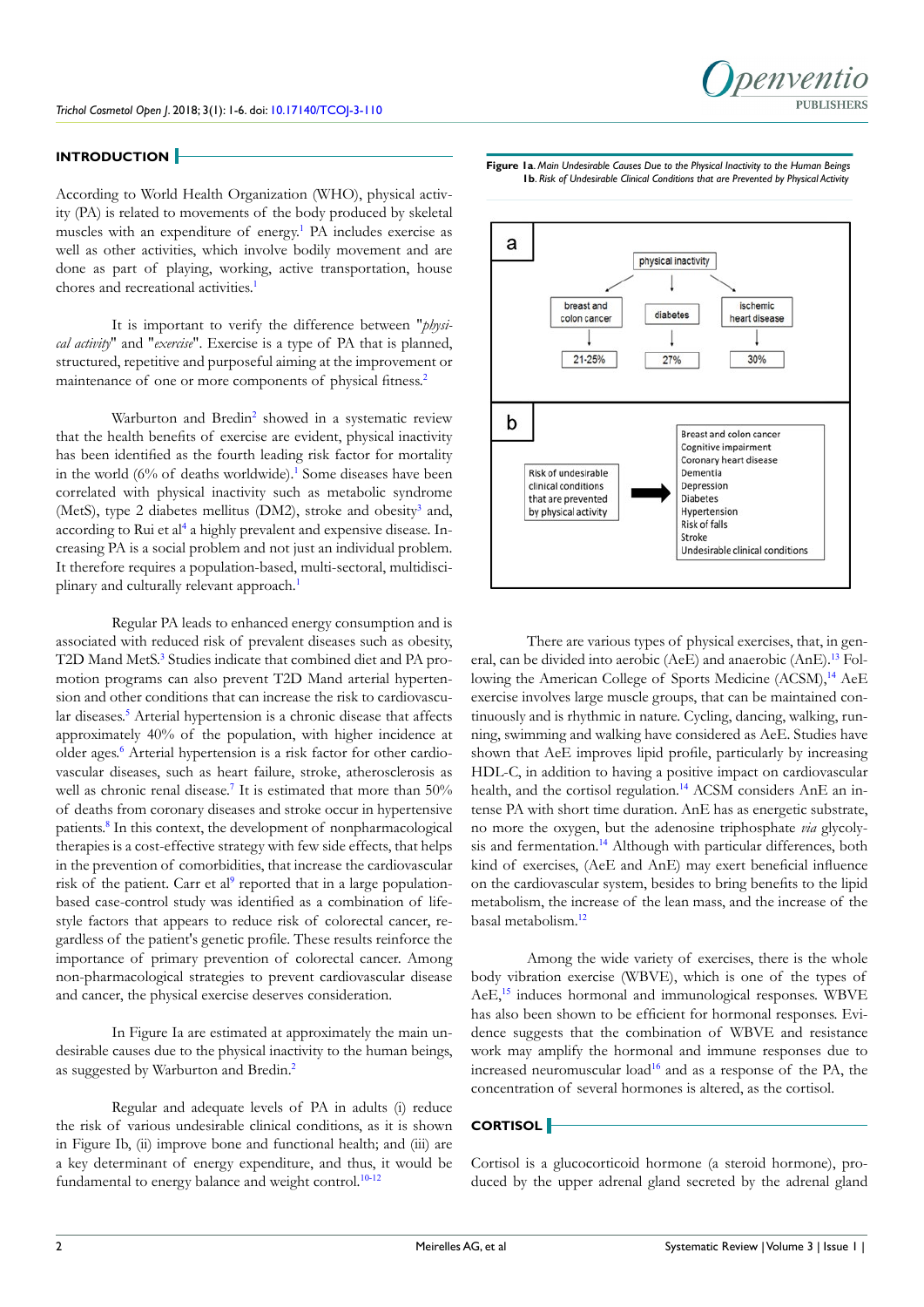## INTRODUCTION

According to World Health Organization (WHO), physical activity (PA) is related to movements of the body produced by skeletal muscles with an expenditure of energy.[1] PA includes exercise as well as other activities, which involve bodily movement and are done as part of playing, working, active transportation, house chores and recreational activities.[1]

It is important to verify the difference between "*physical activity*" and "*exercise*". Exercise is a type of PA that is planned, structured, repetitive and purposeful aiming at the improvement or maintenance of one or more components of physical fitness.[2]

Warburton and Bredin[2] showed in a systematic review that the health benefits of exercise are evident, physical inactivity has been identified as the fourth leading risk factor for mortality in the world (6% of deaths worldwide).[1] Some diseases have been correlated with physical inactivity such as metabolic syndrome (MetS), type 2 diabetes mellitus (DM2), stroke and obesity[3] and, according to Rui et al[4] a highly prevalent and expensive disease. Increasing PA is a social problem and not just an individual problem. It therefore requires a population-based, multi-sectoral, multidisciplinary and culturally relevant approach.[1]

Regular PA leads to enhanced energy consumption and is associated with reduced risk of prevalent diseases such as obesity, T2D Mand MetS.[3] Studies indicate that combined diet and PA promotion programs can also prevent T2D Mand arterial hypertension and other conditions that can increase the risk to cardiovascular diseases.[5] Arterial hypertension is a chronic disease that affects approximately 40% of the population, with higher incidence at older ages.[6] Arterial hypertension is a risk factor for other cardiovascular diseases, such as heart failure, stroke, atherosclerosis as well as chronic renal disease.[7] It is estimated that more than 50% of deaths from coronary diseases and stroke occur in hypertensive patients.[8] In this context, the development of nonpharmacological therapies is a cost-effective strategy with few side effects, that helps in the prevention of comorbidities, that increase the cardiovascular risk of the patient. Carr et al[9] reported that in a large population-based case-control study was identified as a combination of lifestyle factors that appears to reduce risk of colorectal cancer, regardless of the patient's genetic profile. These results reinforce the importance of primary prevention of colorectal cancer. Among non-pharmacological strategies to prevent cardiovascular disease and cancer, the physical exercise deserves consideration.

In Figure Ia are estimated at approximately the main undesirable causes due to the physical inactivity to the human beings, as suggested by Warburton and Bredin.[2]

Regular and adequate levels of PA in adults (i) reduce the risk of various undesirable clinical conditions, as it is shown in Figure Ib, (ii) improve bone and functional health; and (iii) are a key determinant of energy expenditure, and thus, it would be fundamental to energy balance and weight control.[10-12]

**Figure 1a.** *Main Undesirable Causes Due to the Physical Inactivity to the Human Beings*
**1b.** *Risk of Undesirable Clinical Conditions that are Prevented by Physical Activity*

a

physical inactivity → breast and colon cancer → 21-25%; diabetes → 27%; ischemic heart disease → 30%

b

Risk of undesirable clinical conditions that are prevented by physical activity → Breast and colon cancer, Cognitive impairment, Coronary heart disease, Dementia, Depression, Diabetes, Hypertension, Risk of falls, Stroke, Undesirable clinical conditions

There are various types of physical exercises, that, in general, can be divided into aerobic (AeE) and anaerobic (AnE).[13] Following the American College of Sports Medicine (ACSM),[14] AeE exercise involves large muscle groups, that can be maintained continuously and is rhythmic in nature. Cycling, dancing, walking, running, swimming and walking have considered as AeE. Studies have shown that AeE improves lipid profile, particularly by increasing HDL-C, in addition to having a positive impact on cardiovascular health, and the cortisol regulation.[14] ACSM considers AnE an intense PA with short time duration. AnE has as energetic substrate, no more the oxygen, but the adenosine triphosphate *via* glycolysis and fermentation.[14] Although with particular differences, both kind of exercises, (AeE and AnE) may exert beneficial influence on the cardiovascular system, besides to bring benefits to the lipid metabolism, the increase of the lean mass, and the increase of the basal metabolism.[12]

Among the wide variety of exercises, there is the whole body vibration exercise (WBVE), which is one of the types of AeE,[15] induces hormonal and immunological responses. WBVE has also been shown to be efficient for hormonal responses. Evidence suggests that the combination of WBVE and resistance work may amplify the hormonal and immune responses due to increased neuromuscular load[16] and as a response of the PA, the concentration of several hormones is altered, as the cortisol.

## CORTISOL

Cortisol is a glucocorticoid hormone (a steroid hormone), produced by the upper adrenal gland secreted by the adrenal gland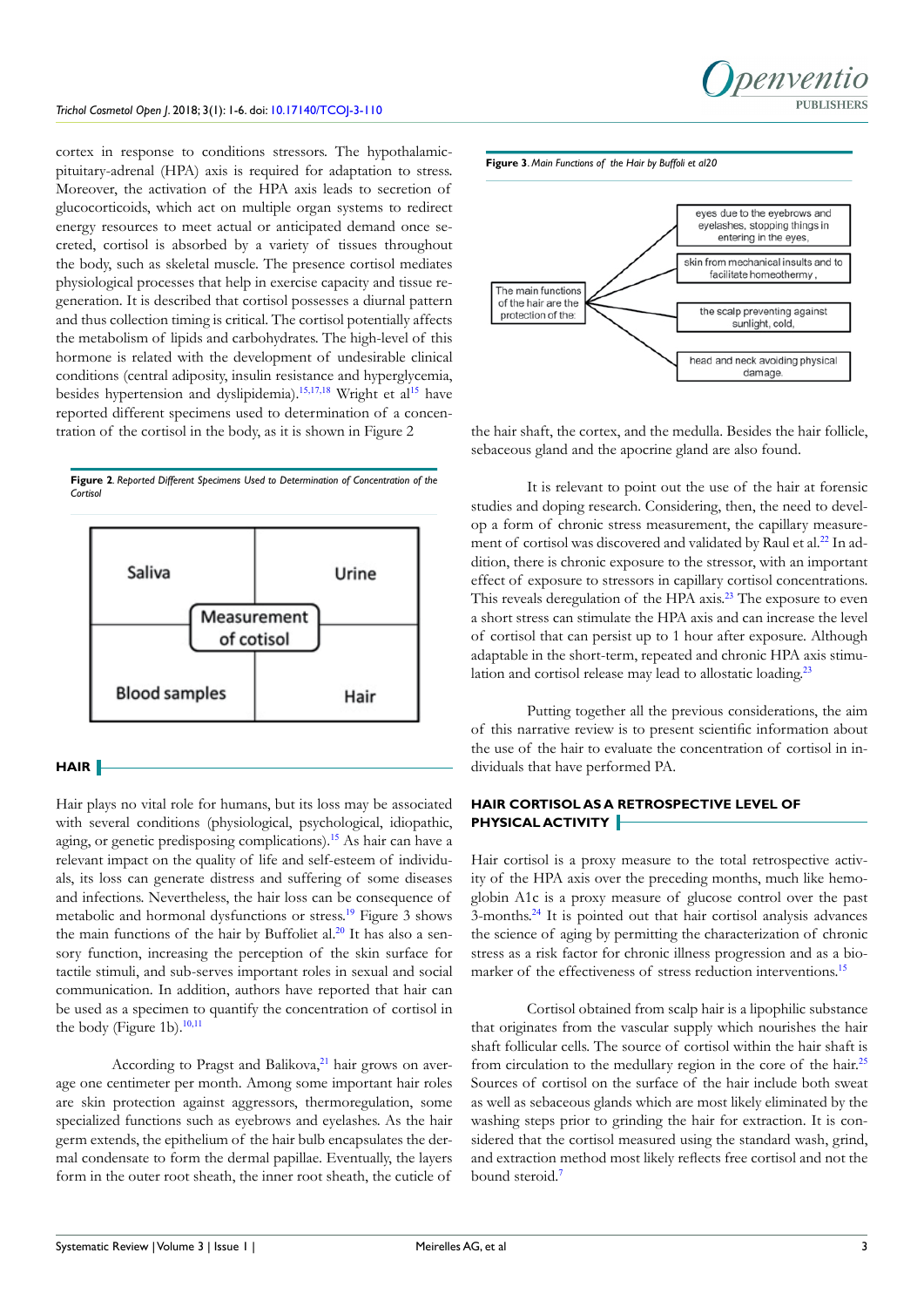cortex in response to conditions stressors. The hypothalamic-pituitary-adrenal (HPA) axis is required for adaptation to stress. Moreover, the activation of the HPA axis leads to secretion of glucocorticoids, which act on multiple organ systems to redirect energy resources to meet actual or anticipated demand once secreted, cortisol is absorbed by a variety of tissues throughout the body, such as skeletal muscle. The presence cortisol mediates physiological processes that help in exercise capacity and tissue regeneration. It is described that cortisol possesses a diurnal pattern and thus collection timing is critical. The cortisol potentially affects the metabolism of lipids and carbohydrates. The high-level of this hormone is related with the development of undesirable clinical conditions (central adiposity, insulin resistance and hyperglycemia, besides hypertension and dyslipidemia).[15,17,18] Wright et al[15] have reported different specimens used to determination of a concentration of the cortisol in the body, as it is shown in Figure 2

**Figure 2.** *Reported Different Specimens Used to Determination of Concentration of the Cortisol*

| Saliva | Urine |
|---|---|
| Blood samples | Hair |

Measurement of cotisol

## HAIR

Hair plays no vital role for humans, but its loss may be associated with several conditions (physiological, psychological, idiopathic, aging, or genetic predisposing complications).[15] As hair can have a relevant impact on the quality of life and self-esteem of individuals, its loss can generate distress and suffering of some diseases and infections. Nevertheless, the hair loss can be consequence of metabolic and hormonal dysfunctions or stress.[19] Figure 3 shows the main functions of the hair by Buffoliet al.[20] It has also a sensory function, increasing the perception of the skin surface for tactile stimuli, and sub-serves important roles in sexual and social communication. In addition, authors have reported that hair can be used as a specimen to quantify the concentration of cortisol in the body (Figure 1b).[10,11]

According to Pragst and Balikova,[21] hair grows on average one centimeter per month. Among some important hair roles are skin protection against aggressors, thermoregulation, some specialized functions such as eyebrows and eyelashes. As the hair germ extends, the epithelium of the hair bulb encapsulates the dermal condensate to form the dermal papillae. Eventually, the layers form in the outer root sheath, the inner root sheath, the cuticle of

**Figure 3.** *Main Functions of the Hair by Buffoli et al20*

The main functions of the hair are the protection of the:
- eyes due to the eyebrows and eyelashes, stopping things in entering in the eyes,
- skin from mechanical insults and to facilitate homeothermy ,
- the scalp preventing against sunlight, cold,
- head and neck avoiding physical damage.

the hair shaft, the cortex, and the medulla. Besides the hair follicle, sebaceous gland and the apocrine gland are also found.

It is relevant to point out the use of the hair at forensic studies and doping research. Considering, then, the need to develop a form of chronic stress measurement, the capillary measurement of cortisol was discovered and validated by Raul et al.[22] In addition, there is chronic exposure to the stressor, with an important effect of exposure to stressors in capillary cortisol concentrations. This reveals deregulation of the HPA axis.[23] The exposure to even a short stress can stimulate the HPA axis and can increase the level of cortisol that can persist up to 1 hour after exposure. Although adaptable in the short-term, repeated and chronic HPA axis stimulation and cortisol release may lead to allostatic loading.[23]

Putting together all the previous considerations, the aim of this narrative review is to present scientific information about the use of the hair to evaluate the concentration of cortisol in individuals that have performed PA.

## HAIR CORTISOL AS A RETROSPECTIVE LEVEL OF PHYSICAL ACTIVITY

Hair cortisol is a proxy measure to the total retrospective activity of the HPA axis over the preceding months, much like hemoglobin A1c is a proxy measure of glucose control over the past 3-months.[24] It is pointed out that hair cortisol analysis advances the science of aging by permitting the characterization of chronic stress as a risk factor for chronic illness progression and as a biomarker of the effectiveness of stress reduction interventions.[15]

Cortisol obtained from scalp hair is a lipophilic substance that originates from the vascular supply which nourishes the hair shaft follicular cells. The source of cortisol within the hair shaft is from circulation to the medullary region in the core of the hair.[25] Sources of cortisol on the surface of the hair include both sweat as well as sebaceous glands which are most likely eliminated by the washing steps prior to grinding the hair for extraction. It is considered that the cortisol measured using the standard wash, grind, and extraction method most likely reflects free cortisol and not the bound steroid.[7]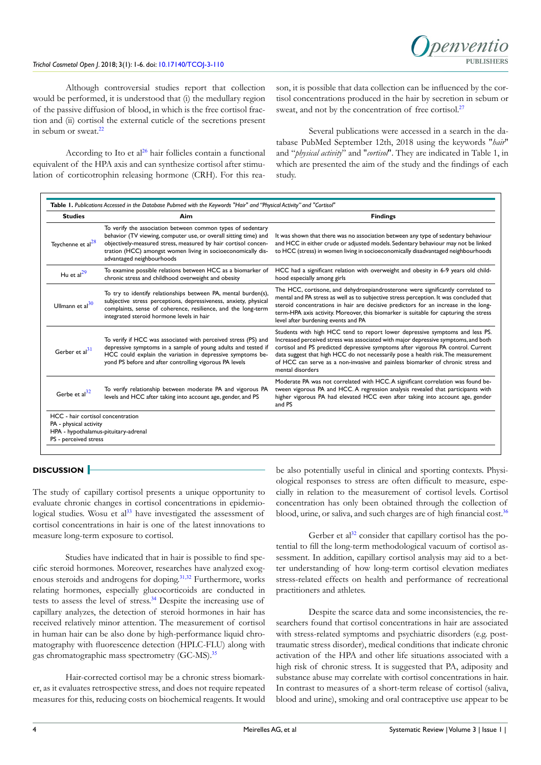Although controversial studies report that collection would be performed, it is understood that (i) the medullary region of the passive diffusion of blood, in which is the free cortisol fraction and (ii) cortisol the external cuticle of the secretions present in sebum or sweat.[22]

According to Ito et al[26] hair follicles contain a functional equivalent of the HPA axis and can synthesize cortisol after stimulation of corticotrophin releasing hormone (CRH). For this reason, it is possible that data collection can be influenced by the cortisol concentrations produced in the hair by secretion in sebum or sweat, and not by the concentration of free cortisol.[27]

Several publications were accessed in a search in the database PubMed September 12th, 2018 using the keywords "*hair*" and "*physical activity*" and "*cortisol*". They are indicated in Table 1, in which are presented the aim of the study and the findings of each study.

**Table 1.** *Publications Accessed in the Database Pubmed with the Keywords "Hair" and "Physical Activity" and "Cortisol"*

| Studies | Aim | Findings |
|---|---|---|
| Teychenne et al[28] | To verify the association between common types of sedentary behavior (TV viewing, computer use, or overall sitting time) and objectively-measured stress, measured by hair cortisol concentration (HCC) amongst women living in socioeconomically disadvantaged neighbourhoods | It was shown that there was no association between any type of sedentary behaviour and HCC in either crude or adjusted models. Sedentary behaviour may not be linked to HCC (stress) in women living in socioeconomically disadvantaged neighbourhoods |
| Hu et al[29] | To examine possible relations between HCC as a biomarker of chronic stress and childhood overweight and obesity | HCC had a significant relation with overweight and obesity in 6-9 years old childhood especially among girls |
| Ullmann et al[30] | To try to identify relationships between PA, mental burden(s), subjective stress perceptions, depressiveness, anxiety, physical complaints, sense of coherence, resilience, and the long-term integrated steroid hormone levels in hair | The HCC, cortisone, and dehydroepiandrosterone were significantly correlated to mental and PA stress as well as to subjective stress perception. It was concluded that steroid concentrations in hair are decisive predictors for an increase in the long-term-HPA axis activity. Moreover, this biomarker is suitable for capturing the stress level after burdening events and PA |
| Gerber et al[31] | To verify if HCC was associated with perceived stress (PS) and depressive symptoms in a sample of young adults and tested if HCC could explain the variation in depressive symptoms beyond PS before and after controlling vigorous PA levels | Students with high HCC tend to report lower depressive symptoms and less PS. Increased perceived stress was associated with major depressive symptoms, and both cortisol and PS predicted depressive symptoms after vigorous PA control. Current data suggest that high HCC do not necessarily pose a health risk. The measurement of HCC can serve as a non-invasive and painless biomarker of chronic stress and mental disorders |
| Gerbe et al[32] | To verify relationship between moderate PA and vigorous PA levels and HCC after taking into account age, gender, and PS | Moderate PA was not correlated with HCC. A significant correlation was found between vigorous PA and HCC. A regression analysis revealed that participants with higher vigorous PA had elevated HCC even after taking into account age, gender and PS |

HCC - hair cortisol concentration
PA - physical activity
HPA - hypothalamus-pituitary-adrenal
PS - perceived stress

## DISCUSSION

The study of capillary cortisol presents a unique opportunity to evaluate chronic changes in cortisol concentrations in epidemiological studies. Wosu et al[33] have investigated the assessment of cortisol concentrations in hair is one of the latest innovations to measure long-term exposure to cortisol.

Studies have indicated that in hair is possible to find specific steroid hormones. Moreover, researches have analyzed exogenous steroids and androgens for doping.[31,32] Furthermore, works relating hormones, especially glucocorticoids are conducted in tests to assess the level of stress.[34] Despite the increasing use of capillary analyzes, the detection of steroid hormones in hair has received relatively minor attention. The measurement of cortisol in human hair can be also done by high-performance liquid chromatography with fluorescence detection (HPLC-FLU) along with gas chromatographic mass spectrometry (GC-MS).[35]

Hair-corrected cortisol may be a chronic stress biomarker, as it evaluates retrospective stress, and does not require repeated measures for this, reducing costs on biochemical reagents. It would be also potentially useful in clinical and sporting contexts. Physiological responses to stress are often difficult to measure, especially in relation to the measurement of cortisol levels. Cortisol concentration has only been obtained through the collection of blood, urine, or saliva, and such charges are of high financial cost.[36]

Gerber et al[32] consider that capillary cortisol has the potential to fill the long-term methodological vacuum of cortisol assessment. In addition, capillary cortisol analysis may aid to a better understanding of how long-term cortisol elevation mediates stress-related effects on health and performance of recreational practitioners and athletes.

Despite the scarce data and some inconsistencies, the researchers found that cortisol concentrations in hair are associated with stress-related symptoms and psychiatric disorders (e.g. post-traumatic stress disorder), medical conditions that indicate chronic activation of the HPA and other life situations associated with a high risk of chronic stress. It is suggested that PA, adiposity and substance abuse may correlate with cortisol concentrations in hair. In contrast to measures of a short-term release of cortisol (saliva, blood and urine), smoking and oral contraceptive use appear to be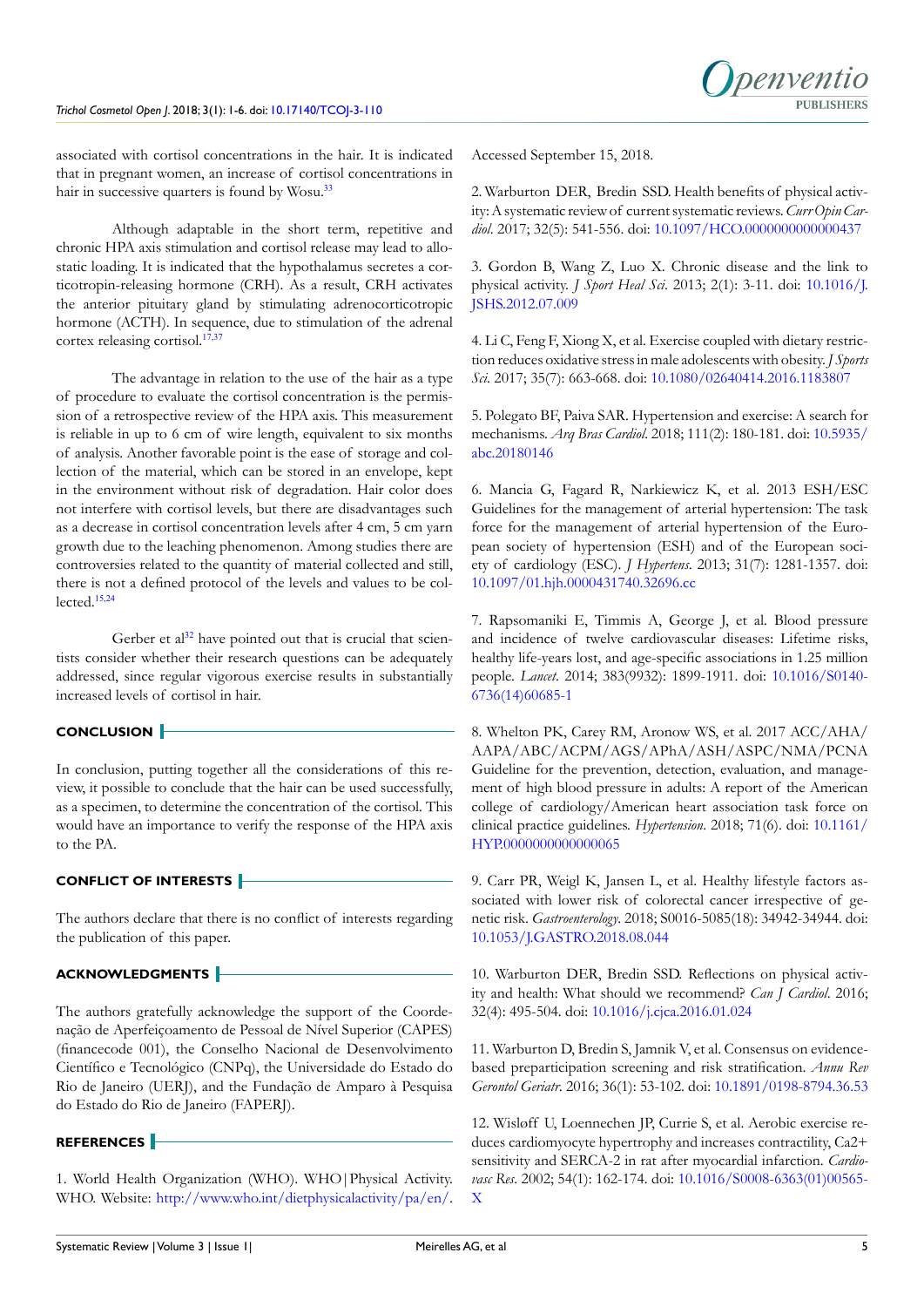associated with cortisol concentrations in the hair. It is indicated that in pregnant women, an increase of cortisol concentrations in hair in successive quarters is found by Wosu.[33]

Although adaptable in the short term, repetitive and chronic HPA axis stimulation and cortisol release may lead to allostatic loading. It is indicated that the hypothalamus secretes a corticotropin-releasing hormone (CRH). As a result, CRH activates the anterior pituitary gland by stimulating adrenocorticotropic hormone (ACTH). In sequence, due to stimulation of the adrenal cortex releasing cortisol.[17,37]

The advantage in relation to the use of the hair as a type of procedure to evaluate the cortisol concentration is the permission of a retrospective review of the HPA axis. This measurement is reliable in up to 6 cm of wire length, equivalent to six months of analysis. Another favorable point is the ease of storage and collection of the material, which can be stored in an envelope, kept in the environment without risk of degradation. Hair color does not interfere with cortisol levels, but there are disadvantages such as a decrease in cortisol concentration levels after 4 cm, 5 cm yarn growth due to the leaching phenomenon. Among studies there are controversies related to the quantity of material collected and still, there is not a defined protocol of the levels and values to be collected.[15,24]

Gerber et al[32] have pointed out that is crucial that scientists consider whether their research questions can be adequately addressed, since regular vigorous exercise results in substantially increased levels of cortisol in hair.

## CONCLUSION

In conclusion, putting together all the considerations of this review, it possible to conclude that the hair can be used successfully, as a specimen, to determine the concentration of the cortisol. This would have an importance to verify the response of the HPA axis to the PA.

## CONFLICT OF INTERESTS

The authors declare that there is no conflict of interests regarding the publication of this paper.

## ACKNOWLEDGMENTS

The authors gratefully acknowledge the support of the Coordenação de Aperfeiçoamento de Pessoal de Nível Superior (CAPES) (financecode 001), the Conselho Nacional de Desenvolvimento Científico e Tecnológico (CNPq), the Universidade do Estado do Rio de Janeiro (UERJ), and the Fundação de Amparo à Pesquisa do Estado do Rio de Janeiro (FAPERJ).

## REFERENCES

1. World Health Organization (WHO). WHO|Physical Activity. WHO. Website: http://www.who.int/dietphysicalactivity/pa/en/. Accessed September 15, 2018.

2. Warburton DER, Bredin SSD. Health benefits of physical activity: A systematic review of current systematic reviews. *Curr Opin Cardiol*. 2017; 32(5): 541-556. doi: 10.1097/HCO.0000000000000437

3. Gordon B, Wang Z, Luo X. Chronic disease and the link to physical activity. *J Sport Heal Sci*. 2013; 2(1): 3-11. doi: 10.1016/J.JSHS.2012.07.009

4. Li C, Feng F, Xiong X, et al. Exercise coupled with dietary restriction reduces oxidative stress in male adolescents with obesity. *J Sports Sci*. 2017; 35(7): 663-668. doi: 10.1080/02640414.2016.1183807

5. Polegato BF, Paiva SAR. Hypertension and exercise: A search for mechanisms. *Arq Bras Cardiol*. 2018; 111(2): 180-181. doi: 10.5935/abc.20180146

6. Mancia G, Fagard R, Narkiewicz K, et al. 2013 ESH/ESC Guidelines for the management of arterial hypertension: The task force for the management of arterial hypertension of the European society of hypertension (ESH) and of the European society of cardiology (ESC). *J Hypertens*. 2013; 31(7): 1281-1357. doi: 10.1097/01.hjh.0000431740.32696.cc

7. Rapsomaniki E, Timmis A, George J, et al. Blood pressure and incidence of twelve cardiovascular diseases: Lifetime risks, healthy life-years lost, and age-specific associations in 1.25 million people. *Lancet*. 2014; 383(9932): 1899-1911. doi: 10.1016/S0140-6736(14)60685-1

8. Whelton PK, Carey RM, Aronow WS, et al. 2017 ACC/AHA/AAPA/ABC/ACPM/AGS/APhA/ASH/ASPC/NMA/PCNA Guideline for the prevention, detection, evaluation, and management of high blood pressure in adults: A report of the American college of cardiology/American heart association task force on clinical practice guidelines. *Hypertension*. 2018; 71(6). doi: 10.1161/HYP.0000000000000065

9. Carr PR, Weigl K, Jansen L, et al. Healthy lifestyle factors associated with lower risk of colorectal cancer irrespective of genetic risk. *Gastroenterology*. 2018; S0016-5085(18): 34942-34944. doi: 10.1053/J.GASTRO.2018.08.044

10. Warburton DER, Bredin SSD. Reflections on physical activity and health: What should we recommend? *Can J Cardiol*. 2016; 32(4): 495-504. doi: 10.1016/j.cjca.2016.01.024

11. Warburton D, Bredin S, Jamnik V, et al. Consensus on evidence-based preparticipation screening and risk stratification. *Annu Rev Gerontol Geriatr*. 2016; 36(1): 53-102. doi: 10.1891/0198-8794.36.53

12. Wisløff U, Loennechen JP, Currie S, et al. Aerobic exercise reduces cardiomyocyte hypertrophy and increases contractility, Ca2+ sensitivity and SERCA-2 in rat after myocardial infarction. *Cardiovasc Res*. 2002; 54(1): 162-174. doi: 10.1016/S0008-6363(01)00565-X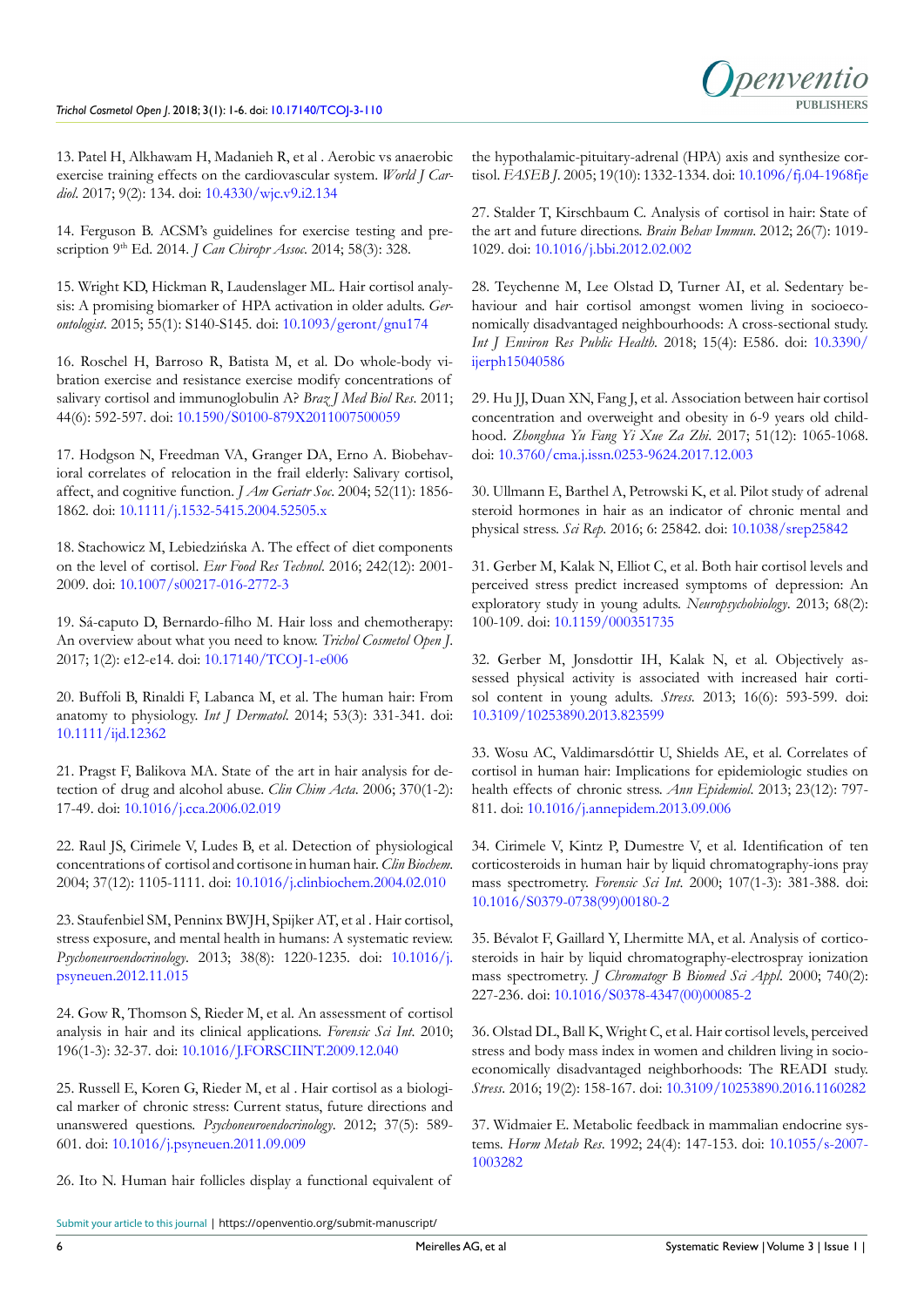13. Patel H, Alkhawam H, Madanieh R, et al . Aerobic vs anaerobic exercise training effects on the cardiovascular system. *World J Cardiol*. 2017; 9(2): 134. doi: 10.4330/wjc.v9.i2.134

14. Ferguson B. ACSM's guidelines for exercise testing and prescription 9th Ed. 2014. *J Can Chiropr Assoc*. 2014; 58(3): 328.

15. Wright KD, Hickman R, Laudenslager ML. Hair cortisol analysis: A promising biomarker of HPA activation in older adults. *Gerontologist*. 2015; 55(1): S140-S145. doi: 10.1093/geront/gnu174

16. Roschel H, Barroso R, Batista M, et al. Do whole-body vibration exercise and resistance exercise modify concentrations of salivary cortisol and immunoglobulin A? *Braz J Med Biol Res*. 2011; 44(6): 592-597. doi: 10.1590/S0100-879X2011007500059

17. Hodgson N, Freedman VA, Granger DA, Erno A. Biobehavioral correlates of relocation in the frail elderly: Salivary cortisol, affect, and cognitive function. *J Am Geriatr Soc*. 2004; 52(11): 1856-1862. doi: 10.1111/j.1532-5415.2004.52505.x

18. Stachowicz M, Lebiedzińska A. The effect of diet components on the level of cortisol. *Eur Food Res Technol*. 2016; 242(12): 2001-2009. doi: 10.1007/s00217-016-2772-3

19. Sá-caputo D, Bernardo-filho M. Hair loss and chemotherapy: An overview about what you need to know. *Trichol Cosmetol Open J*. 2017; 1(2): e12-e14. doi: 10.17140/TCOJ-1-e006

20. Buffoli B, Rinaldi F, Labanca M, et al. The human hair: From anatomy to physiology. *Int J Dermatol*. 2014; 53(3): 331-341. doi: 10.1111/ijd.12362

21. Pragst F, Balikova MA. State of the art in hair analysis for detection of drug and alcohol abuse. *Clin Chim Acta*. 2006; 370(1-2): 17-49. doi: 10.1016/j.cca.2006.02.019

22. Raul JS, Cirimele V, Ludes B, et al. Detection of physiological concentrations of cortisol and cortisone in human hair. *Clin Biochem*. 2004; 37(12): 1105-1111. doi: 10.1016/j.clinbiochem.2004.02.010

23. Staufenbiel SM, Penninx BWJH, Spijker AT, et al . Hair cortisol, stress exposure, and mental health in humans: A systematic review. *Psychoneuroendocrinology*. 2013; 38(8): 1220-1235. doi: 10.1016/j.psyneuen.2012.11.015

24. Gow R, Thomson S, Rieder M, et al. An assessment of cortisol analysis in hair and its clinical applications. *Forensic Sci Int*. 2010; 196(1-3): 32-37. doi: 10.1016/J.FORSCIINT.2009.12.040

25. Russell E, Koren G, Rieder M, et al . Hair cortisol as a biological marker of chronic stress: Current status, future directions and unanswered questions. *Psychoneuroendocrinology*. 2012; 37(5): 589-601. doi: 10.1016/j.psyneuen.2011.09.009

26. Ito N. Human hair follicles display a functional equivalent of the hypothalamic-pituitary-adrenal (HPA) axis and synthesize cortisol. *FASEB J*. 2005; 19(10): 1332-1334. doi: 10.1096/fj.04-1968fje

27. Stalder T, Kirschbaum C. Analysis of cortisol in hair: State of the art and future directions. *Brain Behav Immun*. 2012; 26(7): 1019-1029. doi: 10.1016/j.bbi.2012.02.002

28. Teychenne M, Lee Olstad D, Turner AI, et al. Sedentary behaviour and hair cortisol amongst women living in socioeconomically disadvantaged neighbourhoods: A cross-sectional study. *Int J Environ Res Public Health*. 2018; 15(4): E586. doi: 10.3390/ijerph15040586

29. Hu JJ, Duan XN, Fang J, et al. Association between hair cortisol concentration and overweight and obesity in 6-9 years old childhood. *Zhonghua Yu Fang Yi Xue Za Zhi*. 2017; 51(12): 1065-1068. doi: 10.3760/cma.j.issn.0253-9624.2017.12.003

30. Ullmann E, Barthel A, Petrowski K, et al. Pilot study of adrenal steroid hormones in hair as an indicator of chronic mental and physical stress. *Sci Rep*. 2016; 6: 25842. doi: 10.1038/srep25842

31. Gerber M, Kalak N, Elliot C, et al. Both hair cortisol levels and perceived stress predict increased symptoms of depression: An exploratory study in young adults. *Neuropsychobiology*. 2013; 68(2): 100-109. doi: 10.1159/000351735

32. Gerber M, Jonsdottir IH, Kalak N, et al. Objectively assessed physical activity is associated with increased hair cortisol content in young adults. *Stress*. 2013; 16(6): 593-599. doi: 10.3109/10253890.2013.823599

33. Wosu AC, Valdimarsdóttir U, Shields AE, et al. Correlates of cortisol in human hair: Implications for epidemiologic studies on health effects of chronic stress. *Ann Epidemiol*. 2013; 23(12): 797-811. doi: 10.1016/j.annepidem.2013.09.006

34. Cirimele V, Kintz P, Dumestre V, et al. Identification of ten corticosteroids in human hair by liquid chromatography-ions pray mass spectrometry. *Forensic Sci Int*. 2000; 107(1-3): 381-388. doi: 10.1016/S0379-0738(99)00180-2

35. Bévalot F, Gaillard Y, Lhermitte MA, et al. Analysis of corticosteroids in hair by liquid chromatography-electrospray ionization mass spectrometry. *J Chromatogr B Biomed Sci Appl*. 2000; 740(2): 227-236. doi: 10.1016/S0378-4347(00)00085-2

36. Olstad DL, Ball K, Wright C, et al. Hair cortisol levels, perceived stress and body mass index in women and children living in socioeconomically disadvantaged neighborhoods: The READI study. *Stress*. 2016; 19(2): 158-167. doi: 10.3109/10253890.2016.1160282

37. Widmaier E. Metabolic feedback in mammalian endocrine systems. *Horm Metab Res*. 1992; 24(4): 147-153. doi: 10.1055/s-2007-1003282